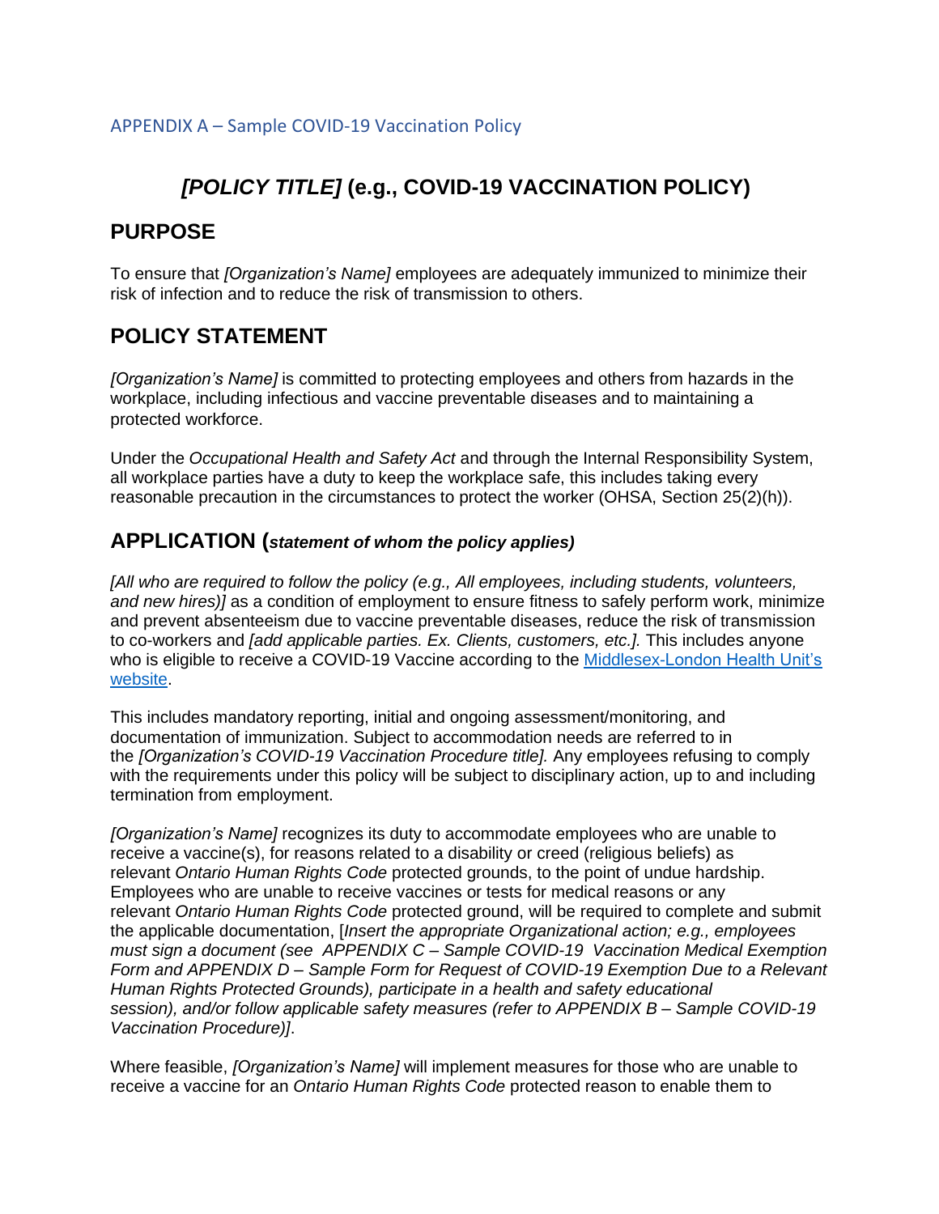APPENDIX A – Sample COVID-19 Vaccination Policy

# *[POLICY TITLE]* (e.g., COVID-19 VACCINATION POLICY)

## PURPOSE

To ensure that *[Organization's Name]* employees are adequately immunized to minimize their risk of infection and to reduce the risk of transmission to others.

## POLICY STATEMENT

*[Organization's Name]* is committed to protecting employees and others from hazards in the workplace, including infectious and vaccine preventable diseases and to maintaining a protected workforce.

Under the *Occupational Health and Safety Act* and through the Internal Responsibility System, all workplace parties have a duty to keep the workplace safe, this includes taking every reasonable precaution in the circumstances to protect the worker (OHSA, Section 25(2)(h)).

## APPLICATION (*statement of whom the policy applies)*

*[All who are required to follow the policy (e.g., All employees, including students, volunteers, and new hires)]* as a condition of employment to ensure fitness to safely perform work, minimize and prevent absenteeism due to vaccine preventable diseases, reduce the risk of transmission to co-workers and *[add applicable parties. Ex. Clients, customers, etc.].* This includes anyone who is eligible to receive a COVID-19 Vaccine according to the Middlesex-London Health Unit's website.

This includes mandatory reporting, initial and ongoing assessment/monitoring, and documentation of immunization. Subject to accommodation needs are referred to in the *[Organization's COVID-19 Vaccination Procedure title].* Any employees refusing to comply with the requirements under this policy will be subject to disciplinary action, up to and including termination from employment.

*[Organization's Name]* recognizes its duty to accommodate employees who are unable to receive a vaccine(s), for reasons related to a disability or creed (religious beliefs) as relevant *Ontario Human Rights Code* protected grounds, to the point of undue hardship. Employees who are unable to receive vaccines or tests for medical reasons or any relevant *Ontario Human Rights Code* protected ground, will be required to complete and submit the applicable documentation, [*Insert the appropriate Organizational action; e.g., employees must sign a document (see APPENDIX C – Sample COVID-19 Vaccination Medical Exemption Form and APPENDIX D – Sample Form for Request of COVID-19 Exemption Due to a Relevant Human Rights Protected Grounds), participate in a health and safety educational session), and/or follow applicable safety measures (refer to APPENDIX B – Sample COVID-19 Vaccination Procedure)]*.

Where feasible, *[Organization's Name]* will implement measures for those who are unable to receive a vaccine for an *Ontario Human Rights Code* protected reason to enable them to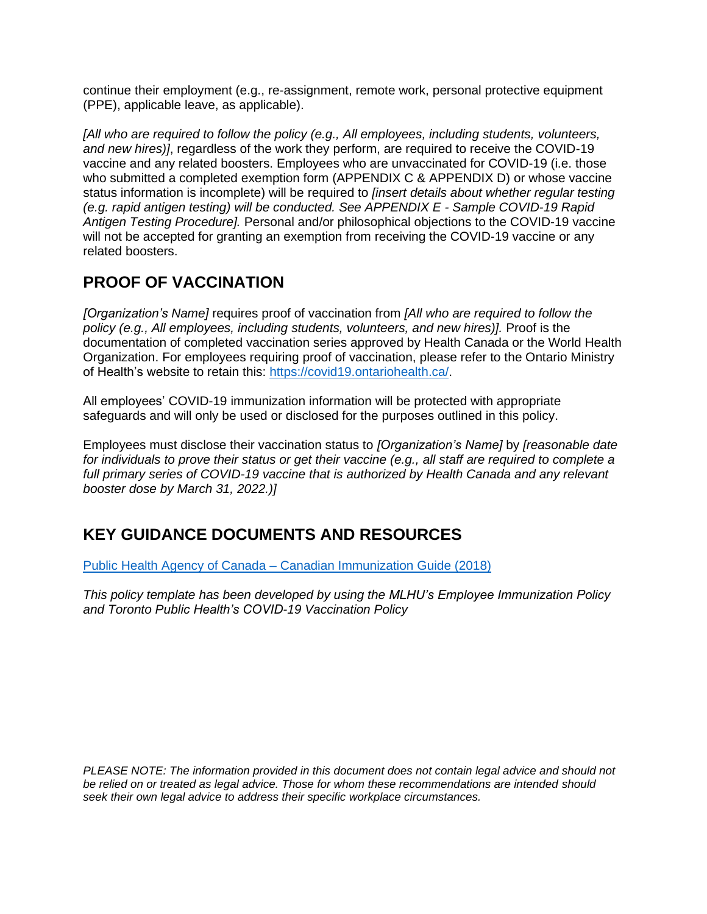continue their employment (e.g., re-assignment, remote work, personal protective equipment (PPE), applicable leave, as applicable).

*[All who are required to follow the policy (e.g., All employees, including students, volunteers, and new hires)]*, regardless of the work they perform, are required to receive the COVID-19 vaccine and any related boosters. Employees who are unvaccinated for COVID-19 (i.e. those who submitted a completed exemption form (APPENDIX C & APPENDIX D) or whose vaccine status information is incomplete) will be required to *[insert details about whether regular testing (e.g. rapid antigen testing) will be conducted. See APPENDIX E - Sample COVID-19 Rapid Antigen Testing Procedure].* Personal and/or philosophical objections to the COVID-19 vaccine will not be accepted for granting an exemption from receiving the COVID-19 vaccine or any related boosters.

## PROOF OF VACCINATION

*[Organization's Name]* requires proof of vaccination from *[All who are required to follow the policy (e.g., All employees, including students, volunteers, and new hires)].* Proof is the documentation of completed vaccination series approved by Health Canada or the World Health Organization. For employees requiring proof of vaccination, please refer to the Ontario Ministry of Health's website to retain this: [https://covid19.ontariohealth.ca/](https://covid19.ontariohealth.ca/).

All employees' COVID-19 immunization information will be protected with appropriate safeguards and will only be used or disclosed for the purposes outlined in this policy.

Employees must disclose their vaccination status to *[Organization's Name]* by *[reasonable date for individuals to prove their status or get their vaccine (e.g., all staff are required to complete a full primary series of COVID-19 vaccine that is authorized by Health Canada and any relevant booster dose by March 31, 2022.)]*

## KEY GUIDANCE DOCUMENTS AND RESOURCES

Public Health Agency of Canada – Canadian Immunization Guide (2018)

*This policy template has been developed by using the MLHU's Employee Immunization Policy and Toronto Public Health's COVID-19 Vaccination Policy*

*PLEASE NOTE: The information provided in this document does not contain legal advice and should not be relied on or treated as legal advice. Those for whom these recommendations are intended should seek their own legal advice to address their specific workplace circumstances.*